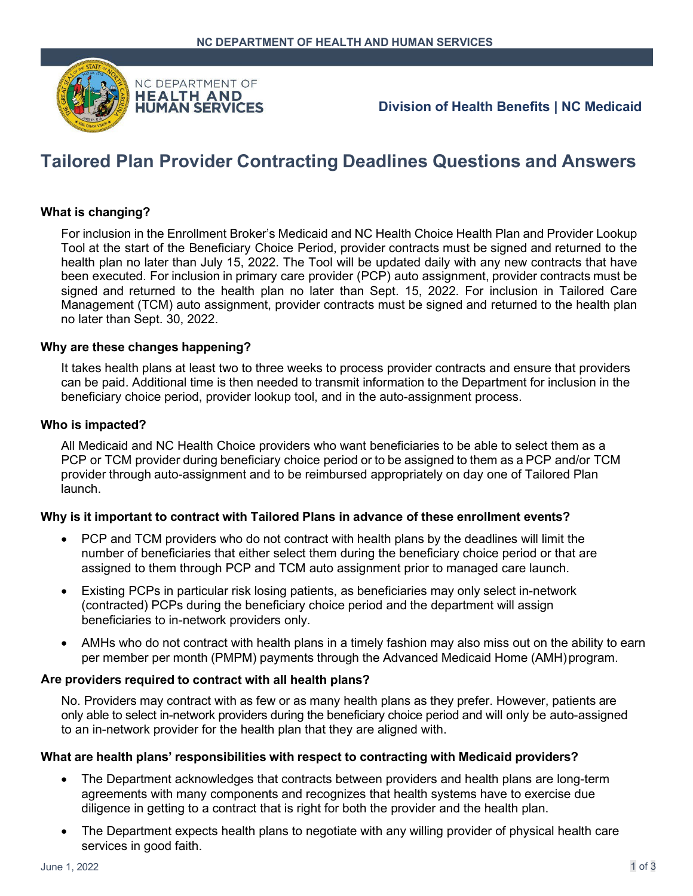# Tailored Plan Provider Contracting Deadlines Questions and Answers

### What is changing?

For inclusion in the Enrollment Broker's Medicaid and NC Health Choice Health Plan and Provider Lookup Tool at the start of the Beneficiary Choice Period, provider contracts must be signed and returned to the health plan no later than July 15, 2022. The Tool will be updated daily with any new contracts that have been executed. For inclusion in primary care provider (PCP) auto assignment, provider contracts must be signed and returned to the health plan no later than Sept. 15, 2022. For inclusion in Tailored Care Management (TCM) auto assignment, provider contracts must be signed and returned to the health plan no later than Sept. 30, 2022.

### Why are these changes happening?

It takes health plans at least two to three weeks to process provider contracts and ensure that providers can be paid. Additional time is then needed to transmit information to the Department for inclusion in the beneficiary choice period, provider lookup tool, and in the auto-assignment process.

### Who is impacted?

All Medicaid and NC Health Choice providers who want beneficiaries to be able to select them as a PCP or TCM provider during beneficiary choice period or to be assigned to them as a PCP and/or TCM provider through auto-assignment and to be reimbursed appropriately on day one of Tailored Plan launch.

### Why is it important to contract with Tailored Plans in advance of these enrollment events?

- PCP and TCM providers who do not contract with health plans by the deadlines will limit the number of beneficiaries that either select them during the beneficiary choice period or that are assigned to them through PCP and TCM auto assignment prior to managed care launch.
- Existing PCPs in particular risk losing patients, as beneficiaries may only select in-network (contracted) PCPs during the beneficiary choice period and the department will assign beneficiaries to in-network providers only.
- AMHs who do not contract with health plans in a timely fashion may also miss out on the ability to earn per member per month (PMPM) payments through the Advanced Medicaid Home (AMH) program.

### Are providers required to contract with all health plans?

No. Providers may contract with as few or as many health plans as they prefer. However, patients are only able to select in-network providers during the beneficiary choice period and will only be auto-assigned to an in-network provider for the health plan that they are aligned with.

### What are health plans' responsibilities with respect to contracting with Medicaid providers?

- The Department acknowledges that contracts between providers and health plans are long-term agreements with many components and recognizes that health systems have to exercise due diligence in getting to a contract that is right for both the provider and the health plan.
- The Department expects health plans to negotiate with any willing provider of physical health care services in good faith.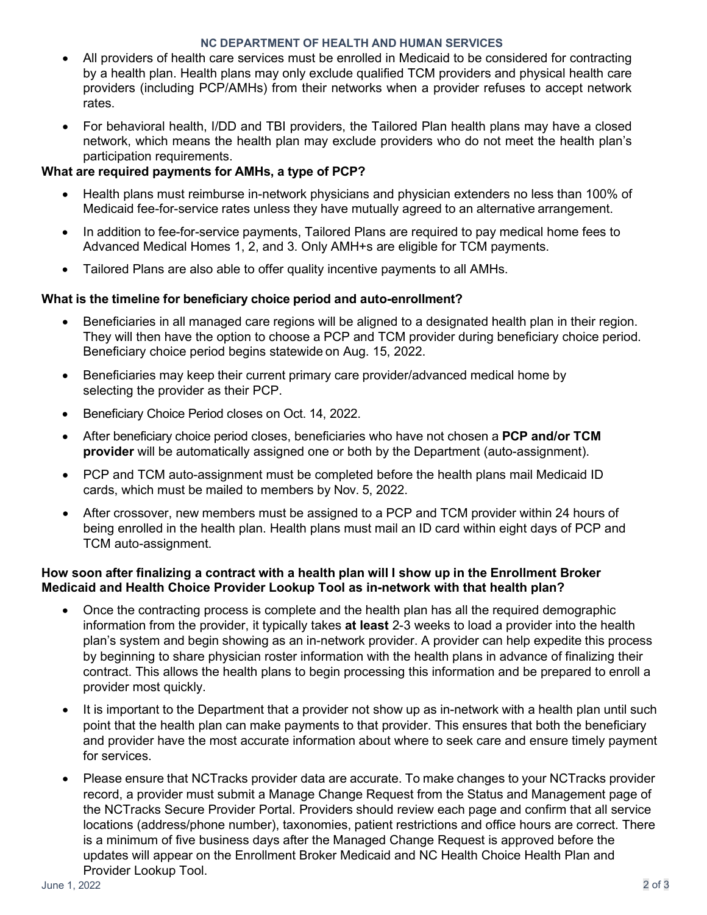- All providers of health care services must be enrolled in Medicaid to be considered for contracting by a health plan. Health plans may only exclude qualified TCM providers and physical health care providers (including PCP/AMHs) from their networks when a provider refuses to accept network rates.
- For behavioral health, I/DD and TBI providers, the Tailored Plan health plans may have a closed network, which means the health plan may exclude providers who do not meet the health plan's participation requirements.

**What are required payments for AMHs, a type of PCP?**

- Health plans must reimburse in-network physicians and physician extenders no less than 100% of Medicaid fee-for-service rates unless they have mutually agreed to an alternative arrangement.
- In addition to fee-for-service payments, Tailored Plans are required to pay medical home fees to Advanced Medical Homes 1, 2, and 3. Only AMH+s are eligible for TCM payments.
- Tailored Plans are also able to offer quality incentive payments to all AMHs.

**What is the timeline for beneficiary choice period and auto-enrollment?**

- Beneficiaries in all managed care regions will be aligned to a designated health plan in their region. They will then have the option to choose a PCP and TCM provider during beneficiary choice period. Beneficiary choice period begins statewide on Aug. 15, 2022.
- Beneficiaries may keep their current primary care provider/advanced medical home by selecting the provider as their PCP.
- Beneficiary Choice Period closes on Oct. 14, 2022.
- After beneficiary choice period closes, beneficiaries who have not chosen a **PCP and/or TCM provider** will be automatically assigned one or both by the Department (auto-assignment).
- PCP and TCM auto-assignment must be completed before the health plans mail Medicaid ID cards, which must be mailed to members by Nov. 5, 2022.
- After crossover, new members must be assigned to a PCP and TCM provider within 24 hours of being enrolled in the health plan. Health plans must mail an ID card within eight days of PCP and TCM auto-assignment.

**How soon after finalizing a contract with a health plan will I show up in the Enrollment Broker Medicaid and Health Choice Provider Lookup Tool as in-network with that health plan?**

- Once the contracting process is complete and the health plan has all the required demographic information from the provider, it typically takes **at least** 2-3 weeks to load a provider into the health plan's system and begin showing as an in-network provider. A provider can help expedite this process by beginning to share physician roster information with the health plans in advance of finalizing their contract. This allows the health plans to begin processing this information and be prepared to enroll a provider most quickly.
- It is important to the Department that a provider not show up as in-network with a health plan until such point that the health plan can make payments to that provider. This ensures that both the beneficiary and provider have the most accurate information about where to seek care and ensure timely payment for services.
- Please ensure that NCTracks provider data are accurate. To make changes to your NCTracks provider record, a provider must submit a Manage Change Request from the Status and Management page of the NCTracks Secure Provider Portal. Providers should review each page and confirm that all service locations (address/phone number), taxonomies, patient restrictions and office hours are correct. There is a minimum of five business days after the Managed Change Request is approved before the updates will appear on the Enrollment Broker Medicaid and NC Health Choice Health Plan and Provider Lookup Tool.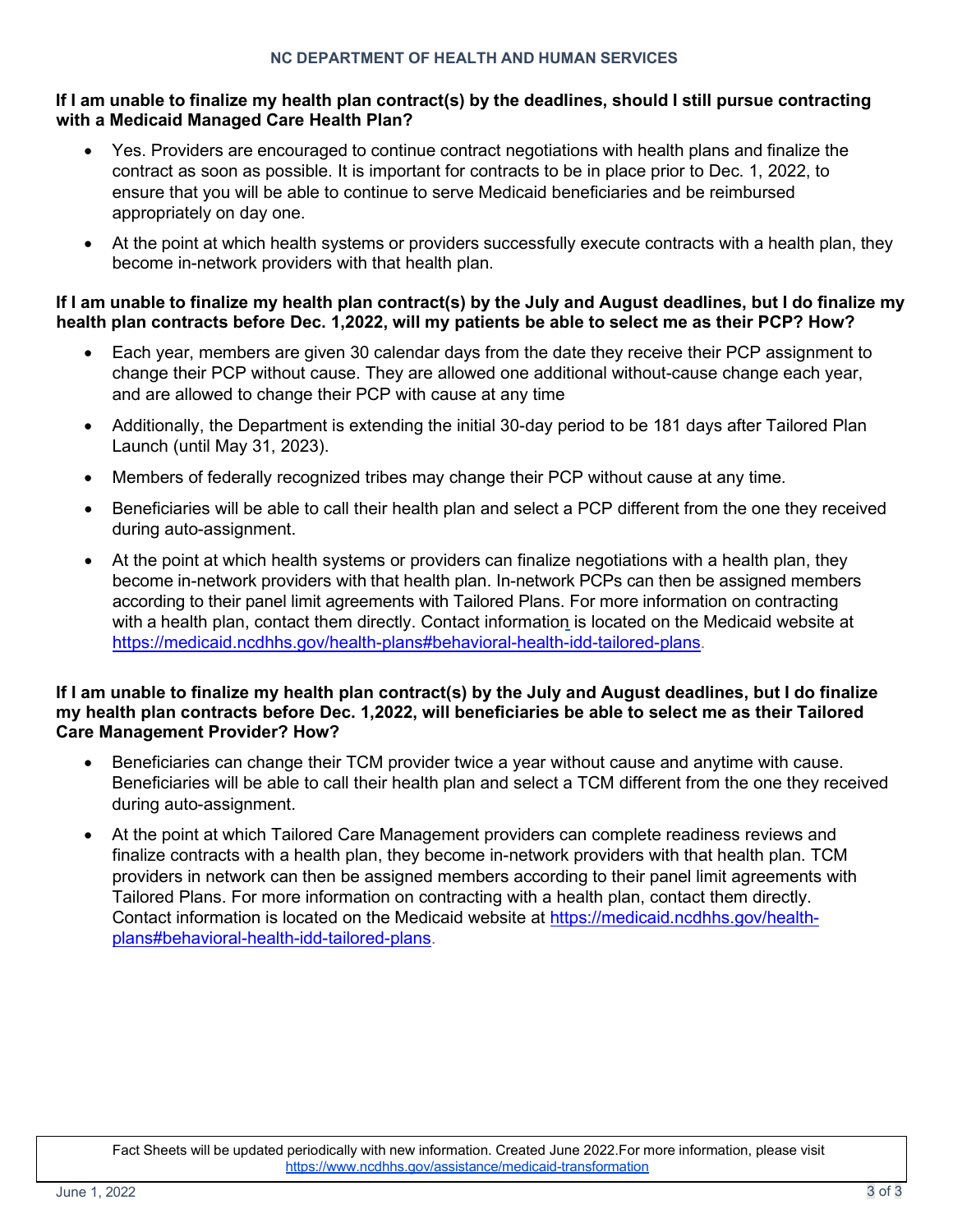**If I am unable to finalize my health plan contract(s) by the deadlines, should I still pursue contracting with a Medicaid Managed Care Health Plan?**

- Yes. Providers are encouraged to continue contract negotiations with health plans and finalize the contract as soon as possible. It is important for contracts to be in place prior to Dec. 1, 2022, to ensure that you will be able to continue to serve Medicaid beneficiaries and be reimbursed appropriately on day one.
- At the point at which health systems or providers successfully execute contracts with a health plan, they become in-network providers with that health plan.

**If I am unable to finalize my health plan contract(s) by the July and August deadlines, but I do finalize my health plan contracts before Dec. 1,2022, will my patients be able to select me as their PCP? How?**

- Each year, members are given 30 calendar days from the date they receive their PCP assignment to change their PCP without cause. They are allowed one additional without-cause change each year, and are allowed to change their PCP with cause at any time
- Additionally, the Department is extending the initial 30-day period to be 181 days after Tailored Plan Launch (until May 31, 2023).
- Members of federally recognized tribes may change their PCP without cause at any time.
- Beneficiaries will be able to call their health plan and select a PCP different from the one they received during auto-assignment.
- At the point at which health systems or providers can finalize negotiations with a health plan, they become in-network providers with that health plan. In-network PCPs can then be assigned members according to their panel limit agreements with Tailored Plans. For more information on contracting with a health plan, contact them directly. Contact information is located on the Medicaid website at https://medicaid.ncdhhs.gov/health-plans#behavioral-health-idd-tailored-plans.

**If I am unable to finalize my health plan contract(s) by the July and August deadlines, but I do finalize my health plan contracts before Dec. 1,2022, will beneficiaries be able to select me as their Tailored Care Management Provider? How?**

- Beneficiaries can change their TCM provider twice a year without cause and anytime with cause. Beneficiaries will be able to call their health plan and select a TCM different from the one they received during auto-assignment.
- At the point at which Tailored Care Management providers can complete readiness reviews and finalize contracts with a health plan, they become in-network providers with that health plan. TCM providers in network can then be assigned members according to their panel limit agreements with Tailored Plans. For more information on contracting with a health plan, contact them directly. Contact information is located on the Medicaid website at https://medicaid.ncdhhs.gov/health-plans#behavioral-health-idd-tailored-plans.

Fact Sheets will be updated periodically with new information. Created June 2022.For more information, please visit https://www.ncdhhs.gov/assistance/medicaid-transformation